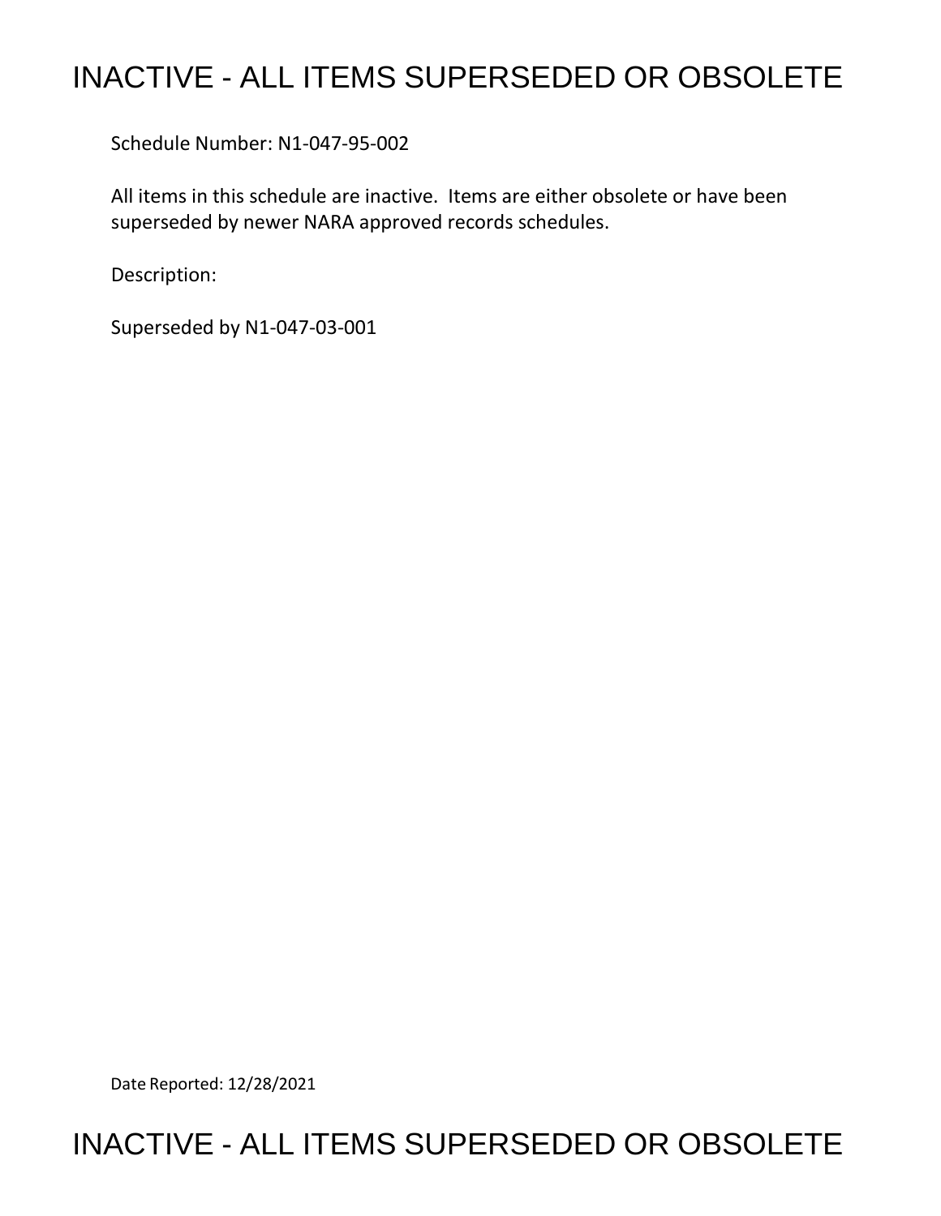# INACTIVE - ALL ITEMS SUPERSEDED OR OBSOLETE

Schedule Number: N1-047-95-002

All items in this schedule are inactive. Items are either obsolete or have been superseded by newer NARA approved records schedules.

Description:

Superseded by N1-047-03-001

Date Reported: 12/28/2021

# INACTIVE - ALL ITEMS SUPERSEDED OR OBSOLETE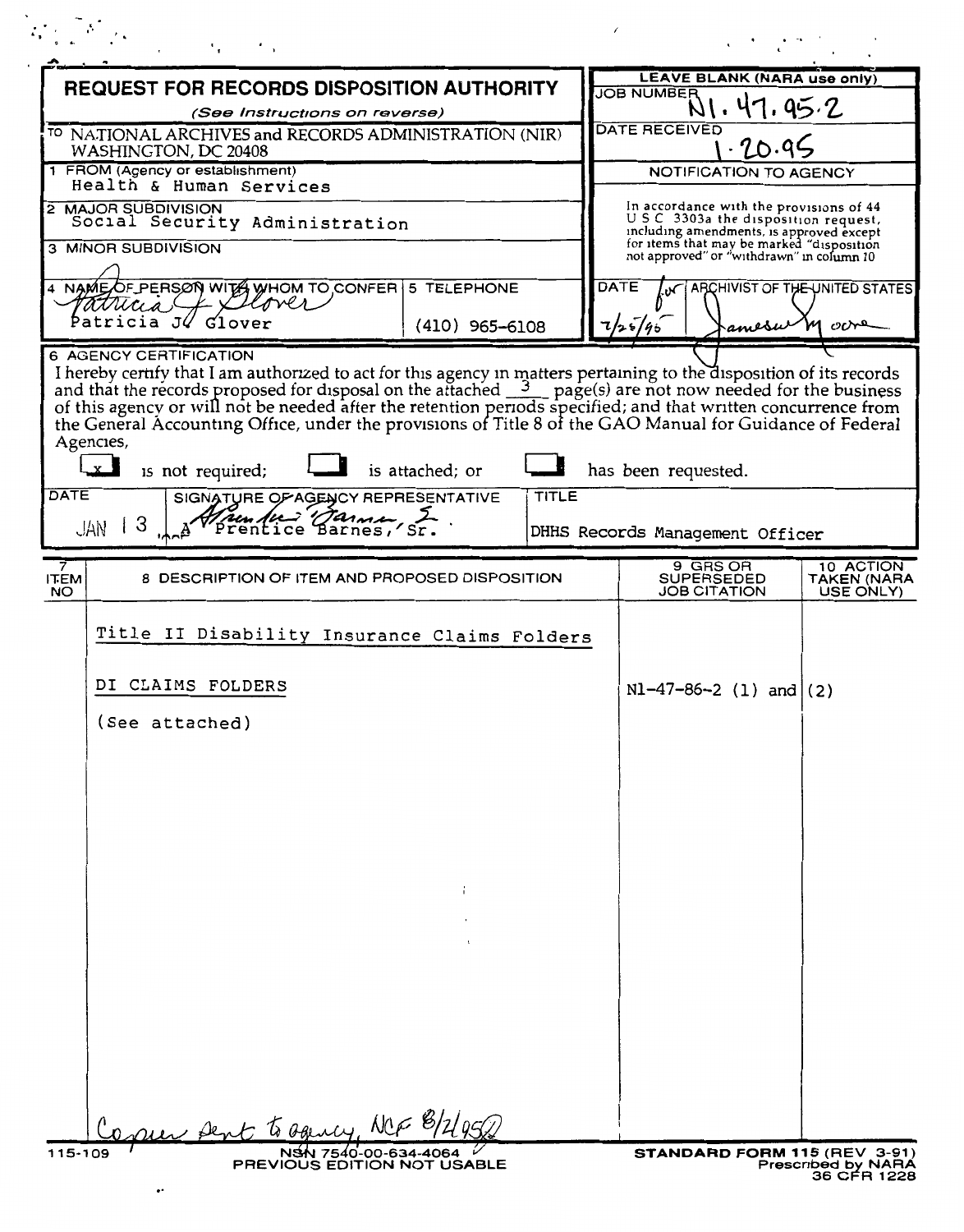# REQUEST FOR RECORDS DISPOSITION AUTHORITY

*(See Instructions on reverse)*

**LEAVE BLANK (NARA use only)**

JOB NUMBER: N1.47.95.2

DATE RECEIVED: 1.20.95

TO NATIONAL ARCHIVES and RECORDS ADMINISTRATION (NIR) WASHINGTON, DC 20408

1 FROM (Agency or establishment): Health & Human Services

2 MAJOR SUBDIVISION: Social Security Administration

3 MINOR SUBDIVISION:

4 NAME OF PERSON WITH WHOM TO CONFER: Patricia J. Glover

5 TELEPHONE: (410) 965-6108

**NOTIFICATION TO AGENCY**

In accordance with the provisions of 44 U S C 3303a the disposition request, including amendments, is approved except for items that may be marked "disposition not approved" or "withdrawn" in column 10

DATE: 7/25/95 — for ARCHIVIST OF THE UNITED STATES: James W. Moore

6 AGENCY CERTIFICATION

I hereby certify that I am authorized to act for this agency in matters pertaining to the disposition of its records and that the records proposed for disposal on the attached 3 page(s) are not now needed for the business of this agency or will not be needed after the retention periods specified; and that written concurrence from the General Accounting Office, under the provisions of Title 8 of the GAO Manual for Guidance of Federal Agencies,

[x] is not required; [ ] is attached; or [ ] has been requested.

| DATE | SIGNATURE OF AGENCY REPRESENTATIVE | TITLE |
|---|---|---|
| JAN 13 | Prentice Barnes, Sr. | DHHS Records Management Officer |

| 7 ITEM NO | 8 DESCRIPTION OF ITEM AND PROPOSED DISPOSITION | 9 GRS OR SUPERSEDED JOB CITATION | 10 ACTION TAKEN (NARA USE ONLY) |
|---|---|---|---|
| | Title II Disability Insurance Claims Folders | | |
| | DI CLAIMS FOLDERS | N1-47-86-2 (1) and (2) | |
| | (See attached) | | |

Copies sent to agency, NCF 8/2/95

115-109 NSN 7540-00-634-4064 PREVIOUS EDITION NOT USABLE

STANDARD FORM 115 (REV 3-91) Prescribed by NARA 36 CFR 1228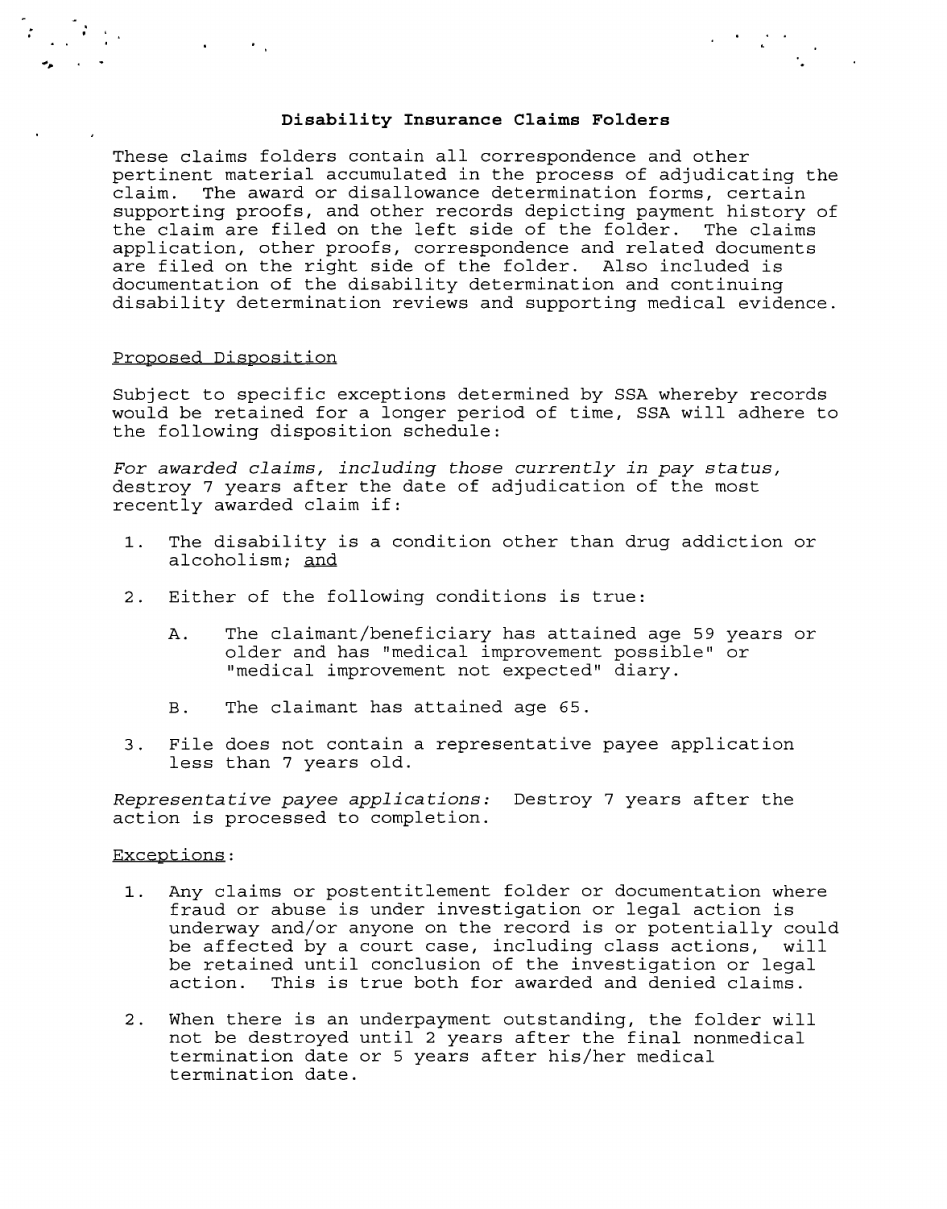## Disability Insurance Claims Folders

These claims folders contain all correspondence and other pertinent material accumulated in the process of adjudicating the claim. The award or disallowance determination forms, certain supporting proofs, and other records depicting payment history of the claim are filed on the left side of the folder. The claims application, other proofs, correspondence and related documents are filed on the right side of the folder. Also included is documentation of the disability determination and continuing disability determination reviews and supporting medical evidence.

### Proposed Disposition

Subject to specific exceptions determined by SSA whereby records would be retained for a longer period of time, SSA will adhere to the following disposition schedule:

*For awarded claims, including those currently in pay status,* destroy 7 years after the date of adjudication of the most recently awarded claim if:

1. The disability is a condition other than drug addiction or alcoholism; and
2. Either of the following conditions is true:
   - A. The claimant/beneficiary has attained age 59 years or older and has "medical improvement possible" or "medical improvement not expected" diary.
   - B. The claimant has attained age 65.
3. File does not contain a representative payee application less than 7 years old.

*Representative payee applications:* Destroy 7 years after the action is processed to completion.

### Exceptions:

1. Any claims or postentitlement folder or documentation where fraud or abuse is under investigation or legal action is underway and/or anyone on the record is or potentially could be affected by a court case, including class actions, will be retained until conclusion of the investigation or legal action. This is true both for awarded and denied claims.
2. When there is an underpayment outstanding, the folder will not be destroyed until 2 years after the final nonmedical termination date or 5 years after his/her medical termination date.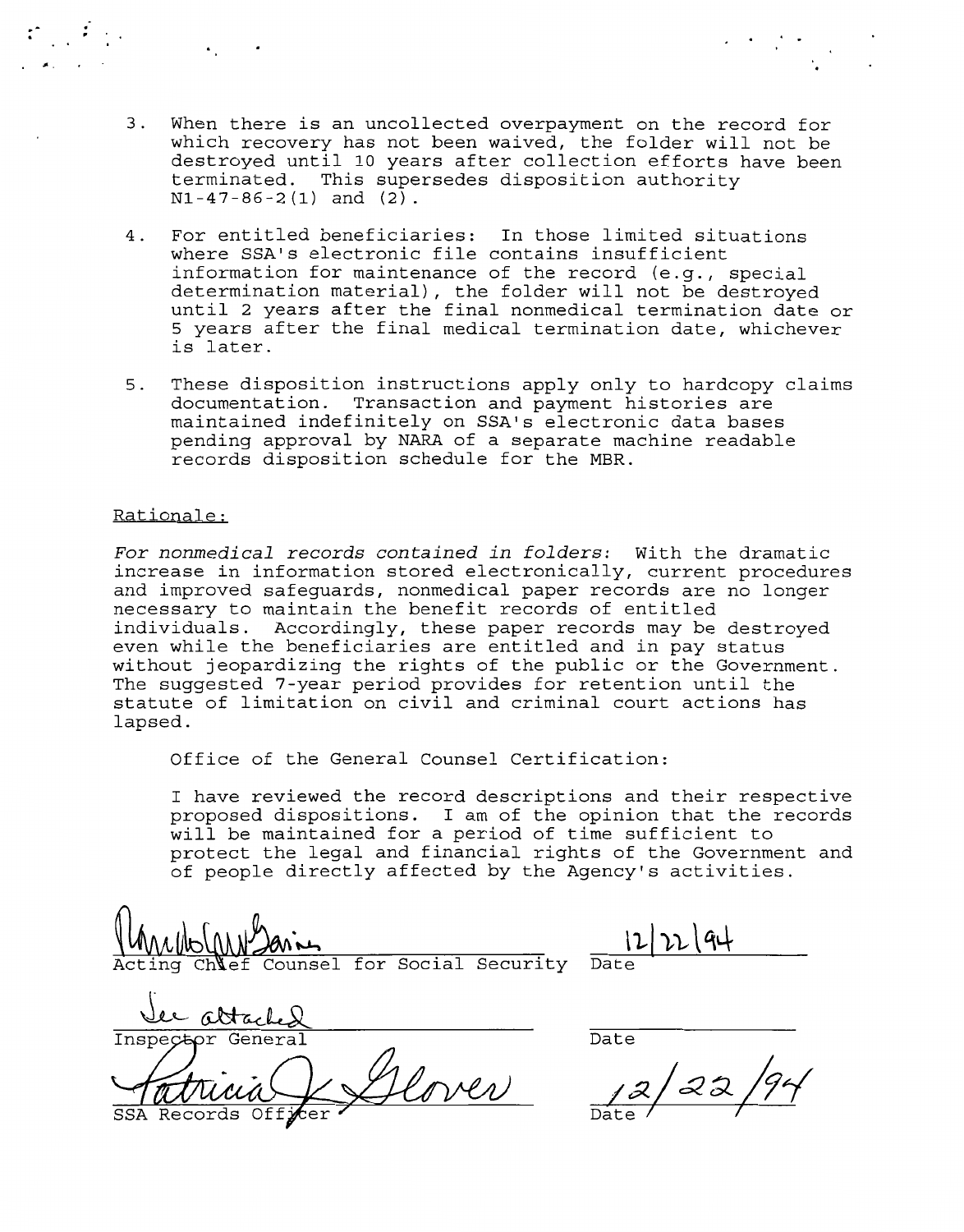3. When there is an uncollected overpayment on the record for which recovery has not been waived, the folder will not be destroyed until 10 years after collection efforts have been terminated. This supersedes disposition authority N1-47-86-2(1) and (2).

4. For entitled beneficiaries: In those limited situations where SSA's electronic file contains insufficient information for maintenance of the record (e.g., special determination material), the folder will not be destroyed until 2 years after the final nonmedical termination date or 5 years after the final medical termination date, whichever is later.

5. These disposition instructions apply only to hardcopy claims documentation. Transaction and payment histories are maintained indefinitely on SSA's electronic data bases pending approval by NARA of a separate machine readable records disposition schedule for the MBR.

Rationale:

*For nonmedical records contained in folders:* With the dramatic increase in information stored electronically, current procedures and improved safeguards, nonmedical paper records are no longer necessary to maintain the benefit records of entitled individuals. Accordingly, these paper records may be destroyed even while the beneficiaries are entitled and in pay status without jeopardizing the rights of the public or the Government. The suggested 7-year period provides for retention until the statute of limitation on civil and criminal court actions has lapsed.

Office of the General Counsel Certification:

I have reviewed the record descriptions and their respective proposed dispositions. I am of the opinion that the records will be maintained for a period of time sufficient to protect the legal and financial rights of the Government and of people directly affected by the Agency's activities.

| | |
|---|---|
| *[signature]* | 12/22/94 |
| Acting Chief Counsel for Social Security | Date |
| *See attached* | |
| Inspector General | Date |
| *Patricia K. Glover* | 12/22/94 |
| SSA Records Officer | Date |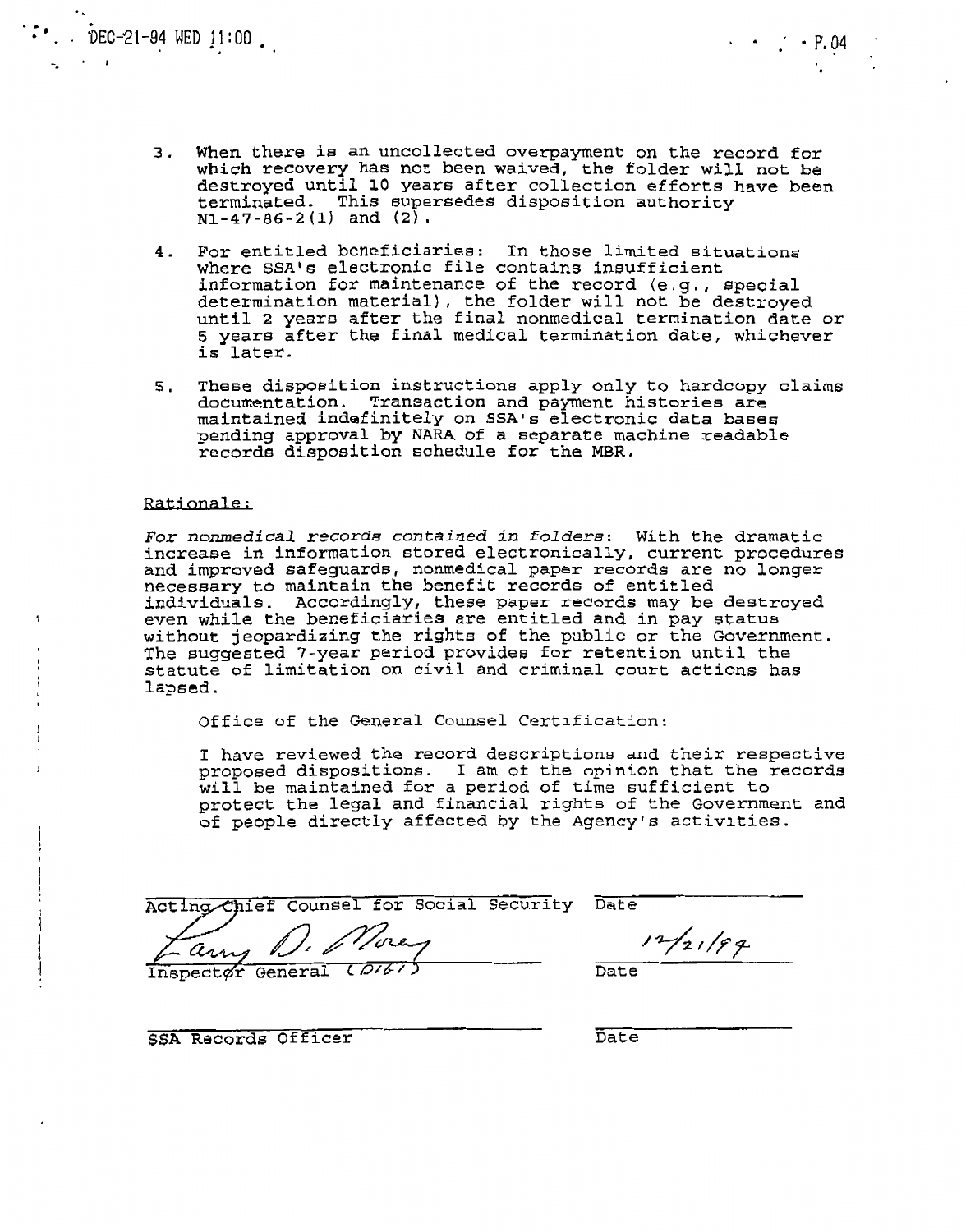3. When there is an uncollected overpayment on the record for which recovery has not been waived, the folder will not be destroyed until 10 years after collection efforts have been terminated. This supersedes disposition authority N1-47-86-2(1) and (2).

4. For entitled beneficiaries: In those limited situations where SSA's electronic file contains insufficient information for maintenance of the record (e.g., special determination material), the folder will not be destroyed until 2 years after the final nonmedical termination date or 5 years after the final medical termination date, whichever is later.

5. These disposition instructions apply only to hardcopy claims documentation. Transaction and payment histories are maintained indefinitely on SSA's electronic data bases pending approval by NARA of a separate machine readable records disposition schedule for the MBR.

Rationale:

*For nonmedical records contained in folders*: With the dramatic increase in information stored electronically, current procedures and improved safeguards, nonmedical paper records are no longer necessary to maintain the benefit records of entitled individuals. Accordingly, these paper records may be destroyed even while the beneficiaries are entitled and in pay status without jeopardizing the rights of the public or the Government. The suggested 7-year period provides for retention until the statute of limitation on civil and criminal court actions has lapsed.

Office of the General Counsel Certification:

I have reviewed the record descriptions and their respective proposed dispositions. I am of the opinion that the records will be maintained for a period of time sufficient to protect the legal and financial rights of the Government and of people directly affected by the Agency's activities.

Acting Chief Counsel for Social Security Date

Larry D. Morey 12/21/94

Inspector General (OIG) Date

SSA Records Officer Date